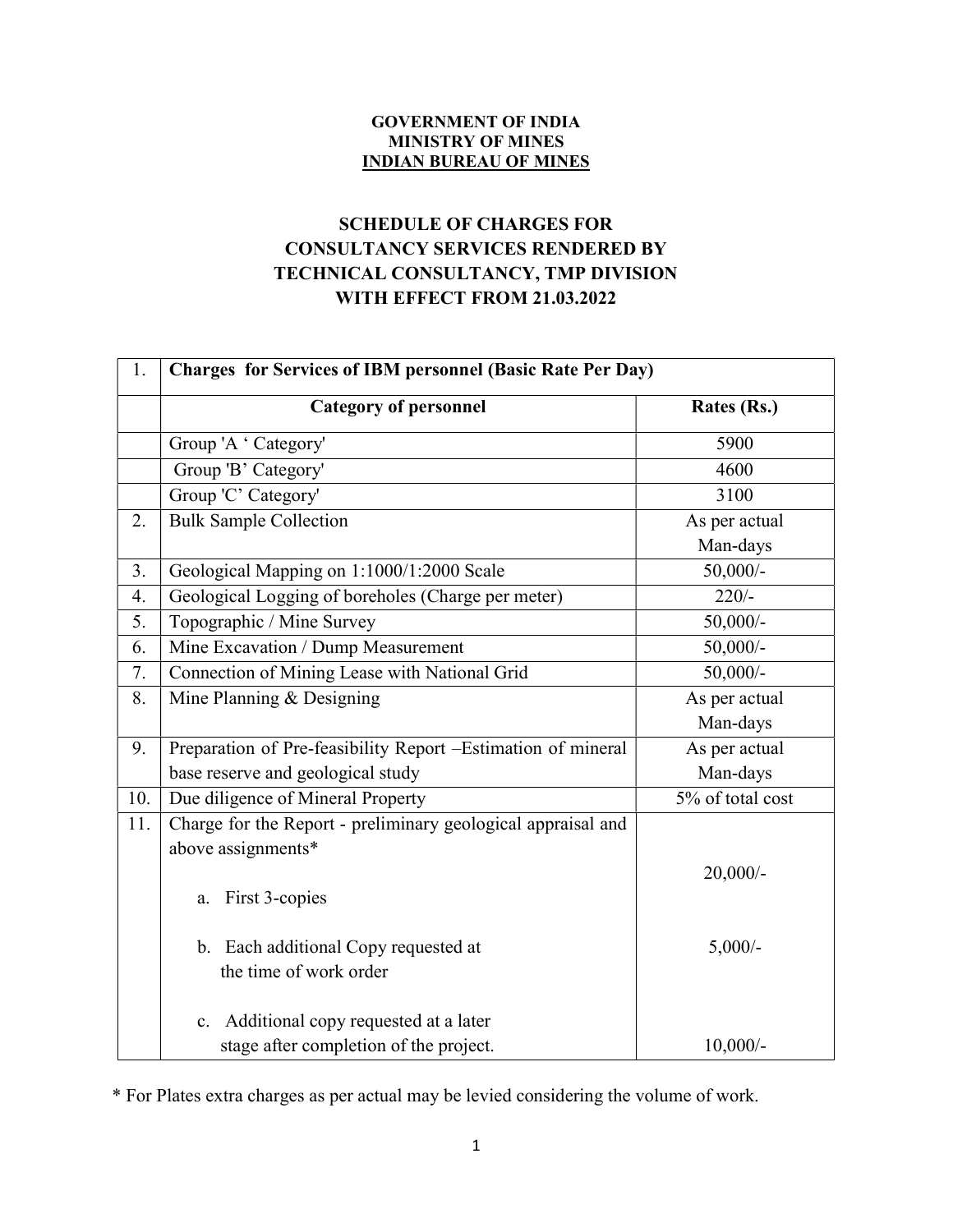**GOVERNMENT OF INDIA**
**MINISTRY OF MINES**
**INDIAN BUREAU OF MINES**

# SCHEDULE OF CHARGES FOR CONSULTANCY SERVICES RENDERED BY TECHNICAL CONSULTANCY, TMP DIVISION WITH EFFECT FROM 21.03.2022

| 1. | **Charges for Services of IBM personnel (Basic Rate Per Day)** | |
|---|---|---|
| | **Category of personnel** | **Rates (Rs.)** |
| | Group 'A ' Category' | 5900 |
| | Group 'B' Category' | 4600 |
| | Group 'C' Category' | 3100 |
| 2. | Bulk Sample Collection | As per actual Man-days |
| 3. | Geological Mapping on 1:1000/1:2000 Scale | 50,000/- |
| 4. | Geological Logging of boreholes (Charge per meter) | 220/- |
| 5. | Topographic / Mine Survey | 50,000/- |
| 6. | Mine Excavation / Dump Measurement | 50,000/- |
| 7. | Connection of Mining Lease with National Grid | 50,000/- |
| 8. | Mine Planning & Designing | As per actual Man-days |
| 9. | Preparation of Pre-feasibility Report –Estimation of mineral base reserve and geological study | As per actual Man-days |
| 10. | Due diligence of Mineral Property | 5% of total cost |
| 11. | Charge for the Report - preliminary geological appraisal and above assignments* | |
| | a. First 3-copies | 20,000/- |
| | b. Each additional Copy requested at the time of work order | 5,000/- |
| | c. Additional copy requested at a later stage after completion of the project. | 10,000/- |

* For Plates extra charges as per actual may be levied considering the volume of work.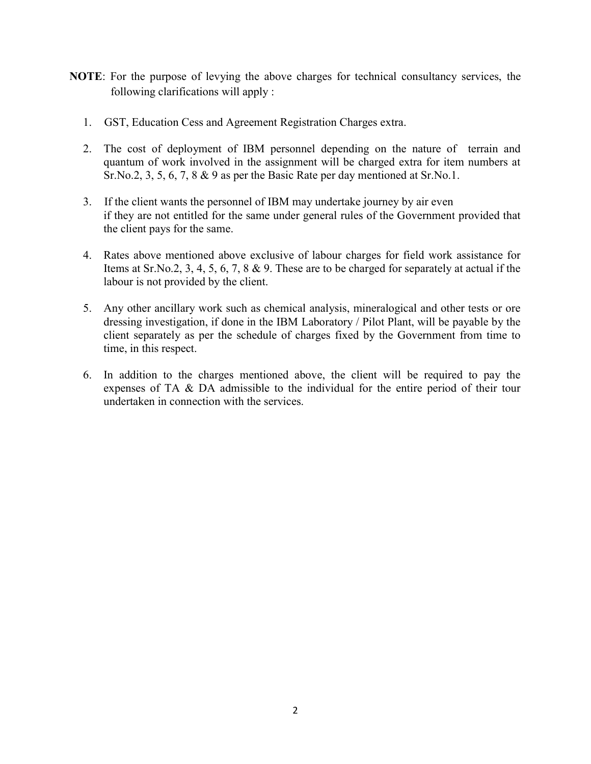**NOTE**: For the purpose of levying the above charges for technical consultancy services, the following clarifications will apply :

1. GST, Education Cess and Agreement Registration Charges extra.

2. The cost of deployment of IBM personnel depending on the nature of terrain and quantum of work involved in the assignment will be charged extra for item numbers at Sr.No.2, 3, 5, 6, 7, 8 & 9 as per the Basic Rate per day mentioned at Sr.No.1.

3. If the client wants the personnel of IBM may undertake journey by air even if they are not entitled for the same under general rules of the Government provided that the client pays for the same.

4. Rates above mentioned above exclusive of labour charges for field work assistance for Items at Sr.No.2, 3, 4, 5, 6, 7, 8 & 9. These are to be charged for separately at actual if the labour is not provided by the client.

5. Any other ancillary work such as chemical analysis, mineralogical and other tests or ore dressing investigation, if done in the IBM Laboratory / Pilot Plant, will be payable by the client separately as per the schedule of charges fixed by the Government from time to time, in this respect.

6. In addition to the charges mentioned above, the client will be required to pay the expenses of TA & DA admissible to the individual for the entire period of their tour undertaken in connection with the services.